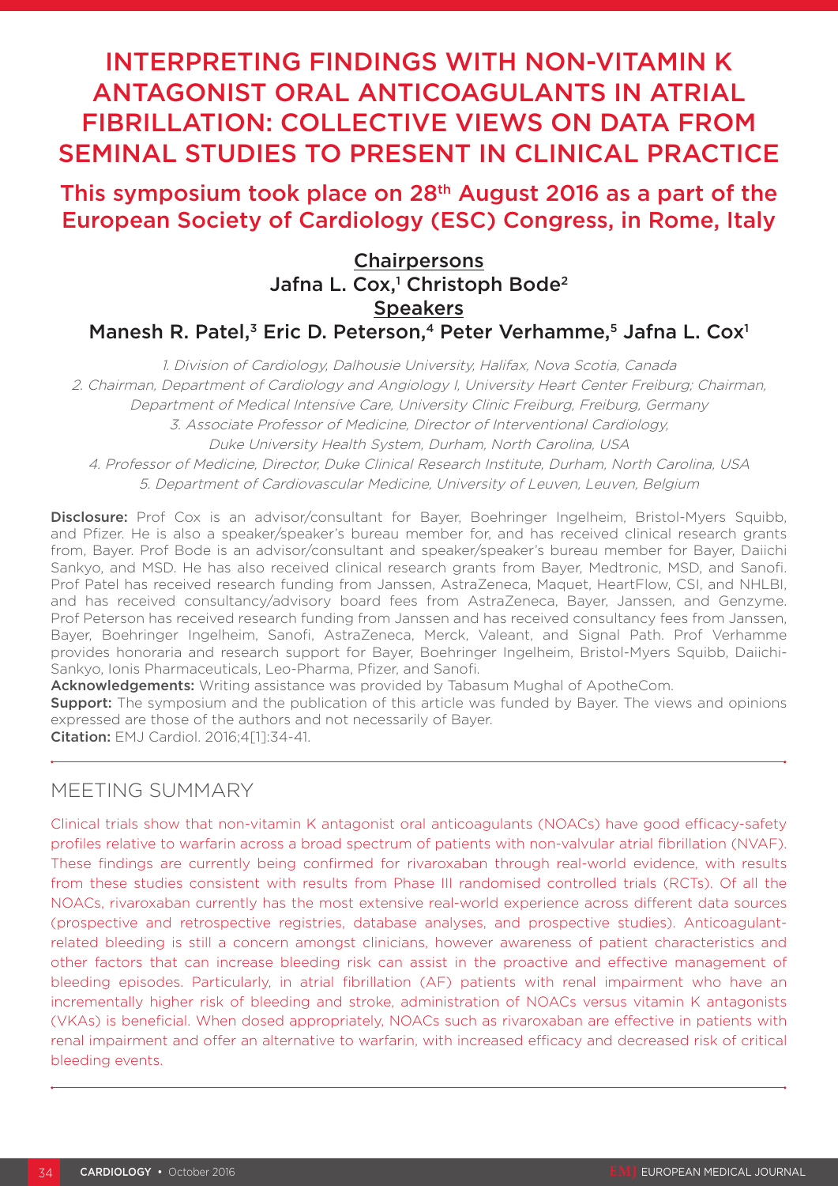# INTERPRETING FINDINGS WITH NON-VITAMIN K ANTAGONIST ORAL ANTICOAGULANTS IN ATRIAL FIBRILLATION: COLLECTIVE VIEWS ON DATA FROM SEMINAL STUDIES TO PRESENT IN CLINICAL PRACTICE

## This symposium took place on 28th August 2016 as a part of the European Society of Cardiology (ESC) Congress, in Rome, Italy

**Chairpersons**
Jafna L. Cox,[1] Christoph Bode[2]

**Speakers**
Manesh R. Patel,[3] Eric D. Peterson,[4] Peter Verhamme,[5] Jafna L. Cox[1]

*1. Division of Cardiology, Dalhousie University, Halifax, Nova Scotia, Canada*
*2. Chairman, Department of Cardiology and Angiology I, University Heart Center Freiburg; Chairman, Department of Medical Intensive Care, University Clinic Freiburg, Freiburg, Germany*
*3. Associate Professor of Medicine, Director of Interventional Cardiology, Duke University Health System, Durham, North Carolina, USA*
*4. Professor of Medicine, Director, Duke Clinical Research Institute, Durham, North Carolina, USA*
*5. Department of Cardiovascular Medicine, University of Leuven, Leuven, Belgium*

**Disclosure:** Prof Cox is an advisor/consultant for Bayer, Boehringer Ingelheim, Bristol-Myers Squibb, and Pfizer. He is also a speaker/speaker's bureau member for, and has received clinical research grants from, Bayer. Prof Bode is an advisor/consultant and speaker/speaker's bureau member for Bayer, Daiichi Sankyo, and MSD. He has also received clinical research grants from Bayer, Medtronic, MSD, and Sanofi. Prof Patel has received research funding from Janssen, AstraZeneca, Maquet, HeartFlow, CSI, and NHLBI, and has received consultancy/advisory board fees from AstraZeneca, Bayer, Janssen, and Genzyme. Prof Peterson has received research funding from Janssen and has received consultancy fees from Janssen, Bayer, Boehringer Ingelheim, Sanofi, AstraZeneca, Merck, Valeant, and Signal Path. Prof Verhamme provides honoraria and research support for Bayer, Boehringer Ingelheim, Bristol-Myers Squibb, Daiichi-Sankyo, Ionis Pharmaceuticals, Leo-Pharma, Pfizer, and Sanofi.
**Acknowledgements:** Writing assistance was provided by Tabasum Mughal of ApotheCom.
**Support:** The symposium and the publication of this article was funded by Bayer. The views and opinions expressed are those of the authors and not necessarily of Bayer.
**Citation:** EMJ Cardiol. 2016;4[1]:34-41.

## MEETING SUMMARY

Clinical trials show that non-vitamin K antagonist oral anticoagulants (NOACs) have good efficacy-safety profiles relative to warfarin across a broad spectrum of patients with non-valvular atrial fibrillation (NVAF). These findings are currently being confirmed for rivaroxaban through real-world evidence, with results from these studies consistent with results from Phase III randomised controlled trials (RCTs). Of all the NOACs, rivaroxaban currently has the most extensive real-world experience across different data sources (prospective and retrospective registries, database analyses, and prospective studies). Anticoagulant-related bleeding is still a concern amongst clinicians, however awareness of patient characteristics and other factors that can increase bleeding risk can assist in the proactive and effective management of bleeding episodes. Particularly, in atrial fibrillation (AF) patients with renal impairment who have an incrementally higher risk of bleeding and stroke, administration of NOACs versus vitamin K antagonists (VKAs) is beneficial. When dosed appropriately, NOACs such as rivaroxaban are effective in patients with renal impairment and offer an alternative to warfarin, with increased efficacy and decreased risk of critical bleeding events.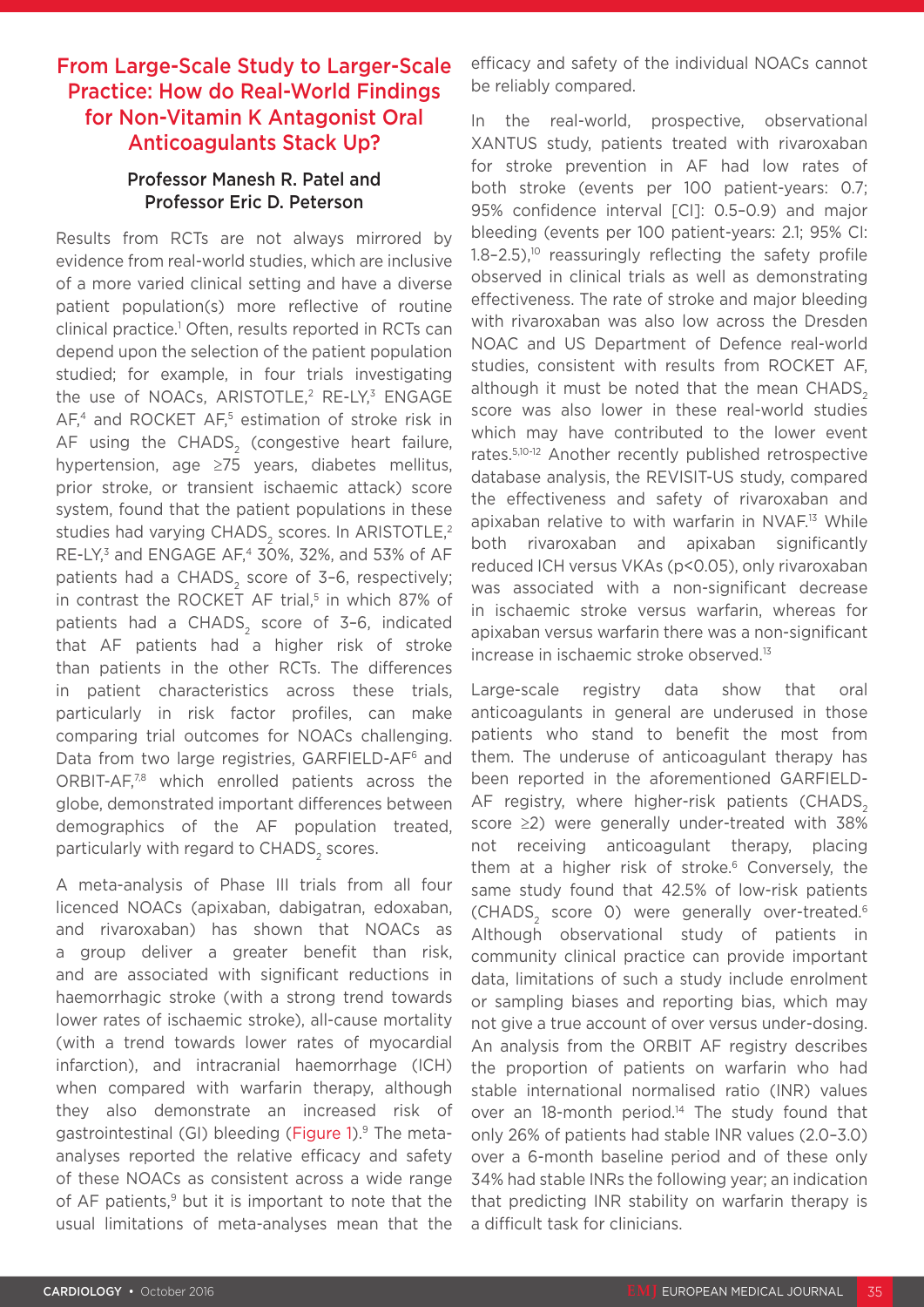## From Large-Scale Study to Larger-Scale Practice: How do Real-World Findings for Non-Vitamin K Antagonist Oral Anticoagulants Stack Up?

### Professor Manesh R. Patel and Professor Eric D. Peterson

Results from RCTs are not always mirrored by evidence from real-world studies, which are inclusive of a more varied clinical setting and have a diverse patient population(s) more reflective of routine clinical practice.[1] Often, results reported in RCTs can depend upon the selection of the patient population studied; for example, in four trials investigating the use of NOACs, ARISTOTLE,[2] RE-LY,[3] ENGAGE AF,[4] and ROCKET AF,[5] estimation of stroke risk in AF using the $CHADS_2$ (congestive heart failure, hypertension, age ≥75 years, diabetes mellitus, prior stroke, or transient ischaemic attack) score system, found that the patient populations in these studies had varying $CHADS_2$ scores. In ARISTOTLE,[2] RE-LY,[3] and ENGAGE AF,[4] 30%, 32%, and 53% of AF patients had a $CHADS_2$ score of 3–6, respectively; in contrast the ROCKET AF trial,[5] in which 87% of patients had a $CHADS_2$ score of 3–6, indicated that AF patients had a higher risk of stroke than patients in the other RCTs. The differences in patient characteristics across these trials, particularly in risk factor profiles, can make comparing trial outcomes for NOACs challenging. Data from two large registries, GARFIELD-AF[6] and ORBIT-AF,[7,8] which enrolled patients across the globe, demonstrated important differences between demographics of the AF population treated, particularly with regard to $CHADS_2$ scores.

A meta-analysis of Phase III trials from all four licenced NOACs (apixaban, dabigatran, edoxaban, and rivaroxaban) has shown that NOACs as a group deliver a greater benefit than risk, and are associated with significant reductions in haemorrhagic stroke (with a strong trend towards lower rates of ischaemic stroke), all-cause mortality (with a trend towards lower rates of myocardial infarction), and intracranial haemorrhage (ICH) when compared with warfarin therapy, although they also demonstrate an increased risk of gastrointestinal (GI) bleeding (Figure 1).[9] The meta-analyses reported the relative efficacy and safety of these NOACs as consistent across a wide range of AF patients,[9] but it is important to note that the usual limitations of meta-analyses mean that the efficacy and safety of the individual NOACs cannot be reliably compared.

In the real-world, prospective, observational XANTUS study, patients treated with rivaroxaban for stroke prevention in AF had low rates of both stroke (events per 100 patient-years: 0.7; 95% confidence interval [CI]: 0.5–0.9) and major bleeding (events per 100 patient-years: 2.1; 95% CI: 1.8–2.5),[10] reassuringly reflecting the safety profile observed in clinical trials as well as demonstrating effectiveness. The rate of stroke and major bleeding with rivaroxaban was also low across the Dresden NOAC and US Department of Defence real-world studies, consistent with results from ROCKET AF, although it must be noted that the mean $CHADS_2$ score was also lower in these real-world studies which may have contributed to the lower event rates.[5,10-12] Another recently published retrospective database analysis, the REVISIT-US study, compared the effectiveness and safety of rivaroxaban and apixaban relative to with warfarin in NVAF.[13] While both rivaroxaban and apixaban significantly reduced ICH versus VKAs ($p<0.05$), only rivaroxaban was associated with a non-significant decrease in ischaemic stroke versus warfarin, whereas for apixaban versus warfarin there was a non-significant increase in ischaemic stroke observed.[13]

Large-scale registry data show that oral anticoagulants in general are underused in those patients who stand to benefit the most from them. The underuse of anticoagulant therapy has been reported in the aforementioned GARFIELD-AF registry, where higher-risk patients ($CHADS_2$ score ≥2) were generally under-treated with 38% not receiving anticoagulant therapy, placing them at a higher risk of stroke.[6] Conversely, the same study found that 42.5% of low-risk patients ($CHADS_2$ score 0) were generally over-treated.[6] Although observational study of patients in community clinical practice can provide important data, limitations of such a study include enrolment or sampling biases and reporting bias, which may not give a true account of over versus under-dosing. An analysis from the ORBIT AF registry describes the proportion of patients on warfarin who had stable international normalised ratio (INR) values over an 18-month period.[14] The study found that only 26% of patients had stable INR values (2.0–3.0) over a 6-month baseline period and of these only 34% had stable INRs the following year; an indication that predicting INR stability on warfarin therapy is a difficult task for clinicians.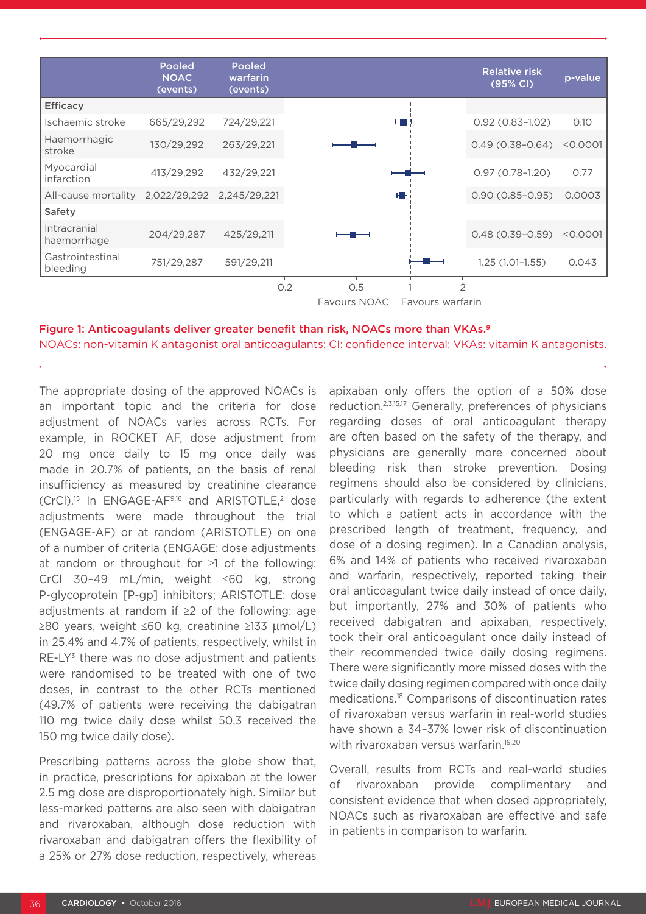| | Pooled NOAC (events) | Pooled warfarin (events) | Relative risk (95% CI) | p-value |
|---|---|---|---|---|
| **Efficacy** | | | | |
| Ischaemic stroke | 665/29,292 | 724/29,221 | 0.92 (0.83–1.02) | 0.10 |
| Haemorrhagic stroke | 130/29,292 | 263/29,221 | 0.49 (0.38–0.64) | <0.0001 |
| Myocardial infarction | 413/29,292 | 432/29,221 | 0.97 (0.78–1.20) | 0.77 |
| All-cause mortality | 2,022/29,292 | 2,245/29,221 | 0.90 (0.85–0.95) | 0.0003 |
| **Safety** | | | | |
| Intracranial haemorrhage | 204/29,287 | 425/29,211 | 0.48 (0.39–0.59) | <0.0001 |
| Gastrointestinal bleeding | 751/29,287 | 591/29,211 | 1.25 (1.01–1.55) | 0.043 |

0.2 0.5 1 2

Favours NOAC Favours warfarin

**Figure 1: Anticoagulants deliver greater benefit than risk, NOACs more than VKAs.[9]**
NOACs: non-vitamin K antagonist oral anticoagulants; CI: confidence interval; VKAs: vitamin K antagonists.

The appropriate dosing of the approved NOACs is an important topic and the criteria for dose adjustment of NOACs varies across RCTs. For example, in ROCKET AF, dose adjustment from 20 mg once daily to 15 mg once daily was made in 20.7% of patients, on the basis of renal insufficiency as measured by creatinine clearance (CrCl).[15] In ENGAGE-AF[9,16] and ARISTOTLE,[2] dose adjustments were made throughout the trial (ENGAGE-AF) or at random (ARISTOTLE) on one of a number of criteria (ENGAGE: dose adjustments at random or throughout for ≥1 of the following: CrCl 30–49 mL/min, weight ≤60 kg, strong P-glycoprotein [P-gp] inhibitors; ARISTOTLE: dose adjustments at random if ≥2 of the following: age ≥80 years, weight ≤60 kg, creatinine ≥133 µmol/L) in 25.4% and 4.7% of patients, respectively, whilst in RE-LY[3] there was no dose adjustment and patients were randomised to be treated with one of two doses, in contrast to the other RCTs mentioned (49.7% of patients were receiving the dabigatran 110 mg twice daily dose whilst 50.3 received the 150 mg twice daily dose).

Prescribing patterns across the globe show that, in practice, prescriptions for apixaban at the lower 2.5 mg dose are disproportionately high. Similar but less-marked patterns are also seen with dabigatran and rivaroxaban, although dose reduction with rivaroxaban and dabigatran offers the flexibility of a 25% or 27% dose reduction, respectively, whereas apixaban only offers the option of a 50% dose reduction.[2,3,15,17] Generally, preferences of physicians regarding doses of oral anticoagulant therapy are often based on the safety of the therapy, and physicians are generally more concerned about bleeding risk than stroke prevention. Dosing regimens should also be considered by clinicians, particularly with regards to adherence (the extent to which a patient acts in accordance with the prescribed length of treatment, frequency, and dose of a dosing regimen). In a Canadian analysis, 6% and 14% of patients who received rivaroxaban and warfarin, respectively, reported taking their oral anticoagulant twice daily instead of once daily, but importantly, 27% and 30% of patients who received dabigatran and apixaban, respectively, took their oral anticoagulant once daily instead of their recommended twice daily dosing regimens. There were significantly more missed doses with the twice daily dosing regimen compared with once daily medications.[18] Comparisons of discontinuation rates of rivaroxaban versus warfarin in real-world studies have shown a 34–37% lower risk of discontinuation with rivaroxaban versus warfarin.[19,20]

Overall, results from RCTs and real-world studies of rivaroxaban provide complimentary and consistent evidence that when dosed appropriately, NOACs such as rivaroxaban are effective and safe in patients in comparison to warfarin.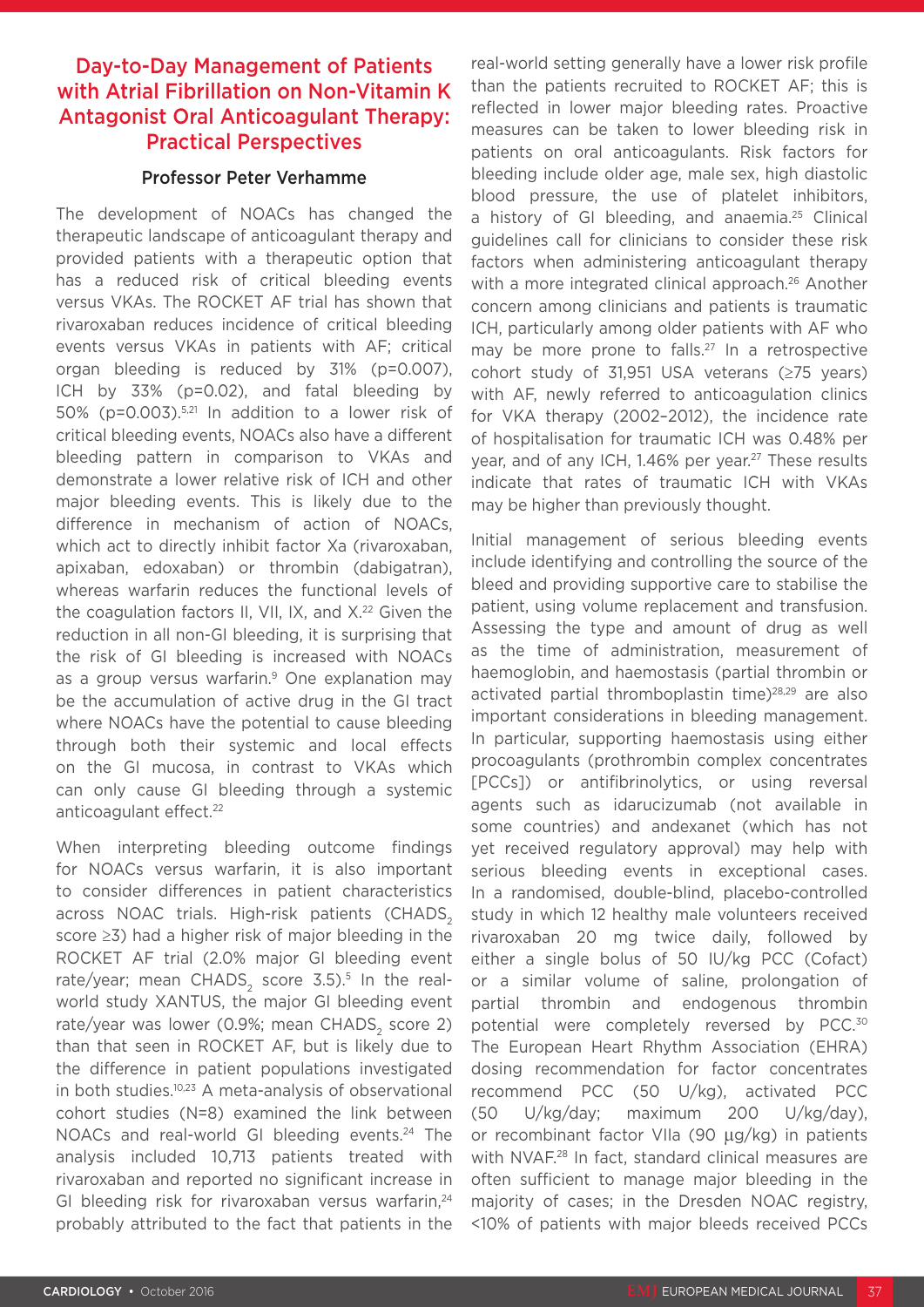## Day-to-Day Management of Patients with Atrial Fibrillation on Non-Vitamin K Antagonist Oral Anticoagulant Therapy: Practical Perspectives

### Professor Peter Verhamme

The development of NOACs has changed the therapeutic landscape of anticoagulant therapy and provided patients with a therapeutic option that has a reduced risk of critical bleeding events versus VKAs. The ROCKET AF trial has shown that rivaroxaban reduces incidence of critical bleeding events versus VKAs in patients with AF; critical organ bleeding is reduced by 31% (p=0.007), ICH by 33% (p=0.02), and fatal bleeding by 50% (p=0.003).[5,21] In addition to a lower risk of critical bleeding events, NOACs also have a different bleeding pattern in comparison to VKAs and demonstrate a lower relative risk of ICH and other major bleeding events. This is likely due to the difference in mechanism of action of NOACs, which act to directly inhibit factor Xa (rivaroxaban, apixaban, edoxaban) or thrombin (dabigatran), whereas warfarin reduces the functional levels of the coagulation factors II, VII, IX, and X.[22] Given the reduction in all non-GI bleeding, it is surprising that the risk of GI bleeding is increased with NOACs as a group versus warfarin.[9] One explanation may be the accumulation of active drug in the GI tract where NOACs have the potential to cause bleeding through both their systemic and local effects on the GI mucosa, in contrast to VKAs which can only cause GI bleeding through a systemic anticoagulant effect.[22]

When interpreting bleeding outcome findings for NOACs versus warfarin, it is also important to consider differences in patient characteristics across NOAC trials. High-risk patients ($CHADS_2$ score ≥3) had a higher risk of major bleeding in the ROCKET AF trial (2.0% major GI bleeding event rate/year; mean $CHADS_2$ score 3.5).[5] In the real-world study XANTUS, the major GI bleeding event rate/year was lower (0.9%; mean $CHADS_2$ score 2) than that seen in ROCKET AF, but is likely due to the difference in patient populations investigated in both studies.[10,23] A meta-analysis of observational cohort studies (N=8) examined the link between NOACs and real-world GI bleeding events.[24] The analysis included 10,713 patients treated with rivaroxaban and reported no significant increase in GI bleeding risk for rivaroxaban versus warfarin,[24] probably attributed to the fact that patients in the real-world setting generally have a lower risk profile than the patients recruited to ROCKET AF; this is reflected in lower major bleeding rates. Proactive measures can be taken to lower bleeding risk in patients on oral anticoagulants. Risk factors for bleeding include older age, male sex, high diastolic blood pressure, the use of platelet inhibitors, a history of GI bleeding, and anaemia.[25] Clinical guidelines call for clinicians to consider these risk factors when administering anticoagulant therapy with a more integrated clinical approach.[26] Another concern among clinicians and patients is traumatic ICH, particularly among older patients with AF who may be more prone to falls.[27] In a retrospective cohort study of 31,951 USA veterans (≥75 years) with AF, newly referred to anticoagulation clinics for VKA therapy (2002–2012), the incidence rate of hospitalisation for traumatic ICH was 0.48% per year, and of any ICH, 1.46% per year.[27] These results indicate that rates of traumatic ICH with VKAs may be higher than previously thought.

Initial management of serious bleeding events include identifying and controlling the source of the bleed and providing supportive care to stabilise the patient, using volume replacement and transfusion. Assessing the type and amount of drug as well as the time of administration, measurement of haemoglobin, and haemostasis (partial thrombin or activated partial thromboplastin time)[28,29] are also important considerations in bleeding management. In particular, supporting haemostasis using either procoagulants (prothrombin complex concentrates [PCCs]) or antifibrinolytics, or using reversal agents such as idarucizumab (not available in some countries) and andexanet (which has not yet received regulatory approval) may help with serious bleeding events in exceptional cases. In a randomised, double-blind, placebo-controlled study in which 12 healthy male volunteers received rivaroxaban 20 mg twice daily, followed by either a single bolus of 50 IU/kg PCC (Cofact) or a similar volume of saline, prolongation of partial thrombin and endogenous thrombin potential were completely reversed by PCC.[30] The European Heart Rhythm Association (EHRA) dosing recommendation for factor concentrates recommend PCC (50 U/kg), activated PCC (50 U/kg/day; maximum 200 U/kg/day), or recombinant factor VIIa (90 µg/kg) in patients with NVAF.[28] In fact, standard clinical measures are often sufficient to manage major bleeding in the majority of cases; in the Dresden NOAC registry, <10% of patients with major bleeds received PCCs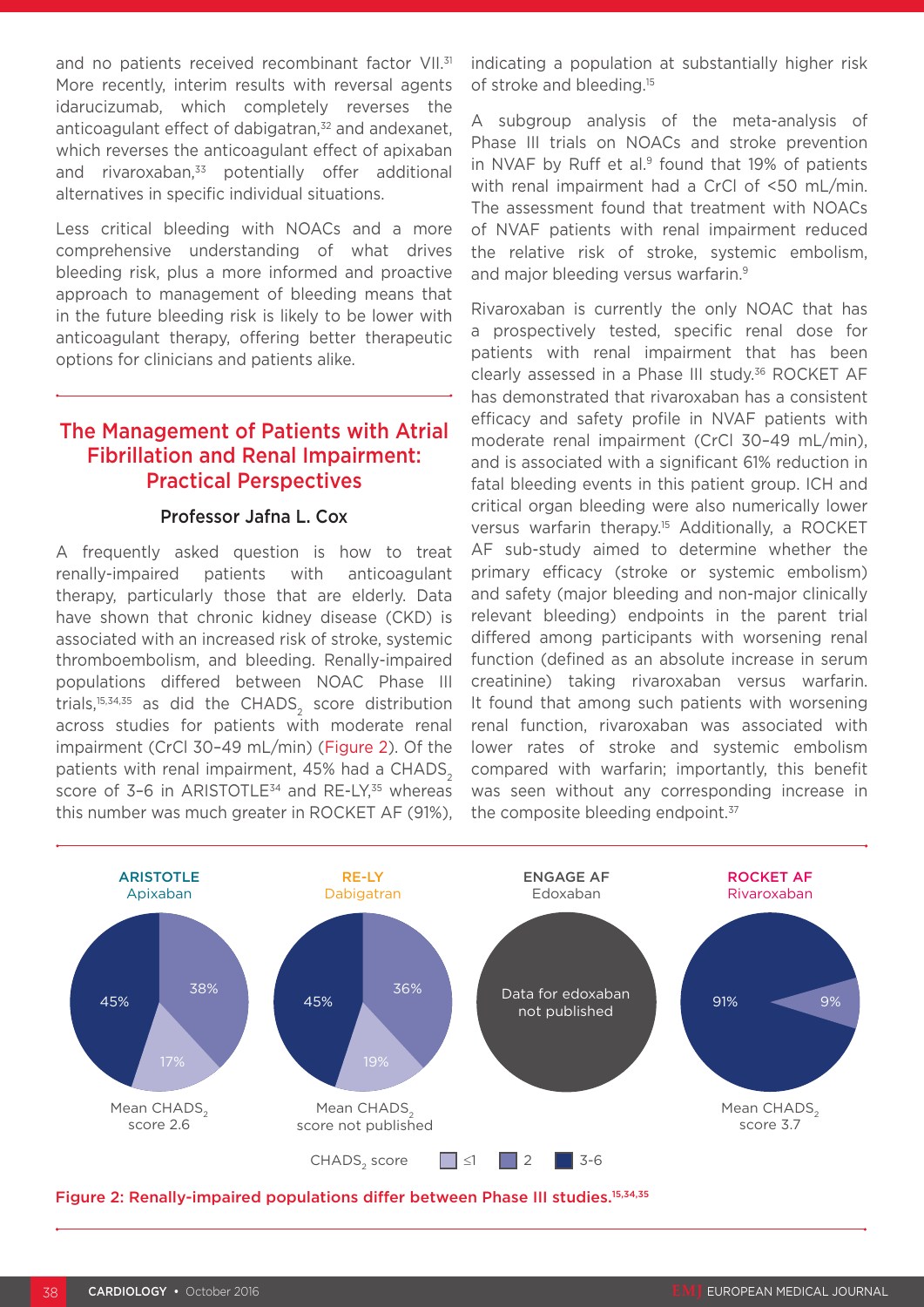and no patients received recombinant factor VII.[31] More recently, interim results with reversal agents idarucizumab, which completely reverses the anticoagulant effect of dabigatran,[32] and andexanet, which reverses the anticoagulant effect of apixaban and rivaroxaban,[33] potentially offer additional alternatives in specific individual situations.

Less critical bleeding with NOACs and a more comprehensive understanding of what drives bleeding risk, plus a more informed and proactive approach to management of bleeding means that in the future bleeding risk is likely to be lower with anticoagulant therapy, offering better therapeutic options for clinicians and patients alike.

## The Management of Patients with Atrial Fibrillation and Renal Impairment: Practical Perspectives

### Professor Jafna L. Cox

A frequently asked question is how to treat renally-impaired patients with anticoagulant therapy, particularly those that are elderly. Data have shown that chronic kidney disease (CKD) is associated with an increased risk of stroke, systemic thromboembolism, and bleeding. Renally-impaired populations differed between NOAC Phase III trials,[15,34,35] as did the $CHADS_2$ score distribution across studies for patients with moderate renal impairment (CrCl 30–49 mL/min) (Figure 2). Of the patients with renal impairment, 45% had a $CHADS_2$ score of 3–6 in ARISTOTLE[34] and RE-LY,[35] whereas this number was much greater in ROCKET AF (91%), indicating a population at substantially higher risk of stroke and bleeding.[15]

A subgroup analysis of the meta-analysis of Phase III trials on NOACs and stroke prevention in NVAF by Ruff et al.[9] found that 19% of patients with renal impairment had a CrCl of <50 mL/min. The assessment found that treatment with NOACs of NVAF patients with renal impairment reduced the relative risk of stroke, systemic embolism, and major bleeding versus warfarin.[9]

Rivaroxaban is currently the only NOAC that has a prospectively tested, specific renal dose for patients with renal impairment that has been clearly assessed in a Phase III study.[36] ROCKET AF has demonstrated that rivaroxaban has a consistent efficacy and safety profile in NVAF patients with moderate renal impairment (CrCl 30–49 mL/min), and is associated with a significant 61% reduction in fatal bleeding events in this patient group. ICH and critical organ bleeding were also numerically lower versus warfarin therapy.[15] Additionally, a ROCKET AF sub-study aimed to determine whether the primary efficacy (stroke or systemic embolism) and safety (major bleeding and non-major clinically relevant bleeding) endpoints in the parent trial differed among participants with worsening renal function (defined as an absolute increase in serum creatinine) taking rivaroxaban versus warfarin. It found that among such patients with worsening renal function, rivaroxaban was associated with lower rates of stroke and systemic embolism compared with warfarin; importantly, this benefit was seen without any corresponding increase in the composite bleeding endpoint.[37]

| | ARISTOTLE Apixaban | RE-LY Dabigatran | ENGAGE AF Edoxaban | ROCKET AF Rivaroxaban |
|---|---|---|---|---|
| $CHADS_2$ score ≤1 | 17% | 19% | Data for edoxaban not published | – |
| $CHADS_2$ score 2 | 38% | 36% | | 9% |
| $CHADS_2$ score 3-6 | 45% | 45% | | 91% |
| Mean $CHADS_2$ score | 2.6 | not published | | 3.7 |

Figure 2: Renally-impaired populations differ between Phase III studies.[15,34,35]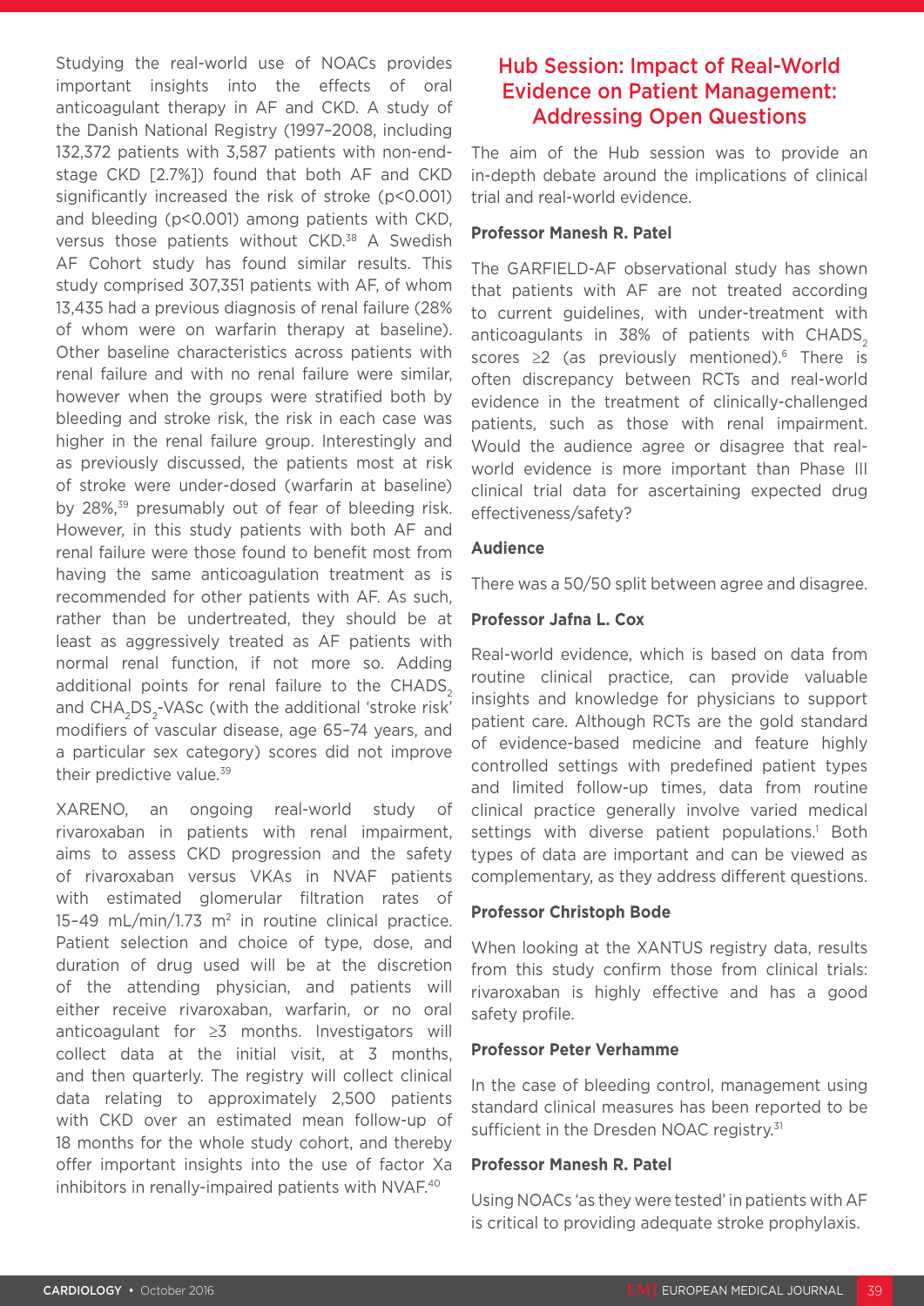Studying the real-world use of NOACs provides important insights into the effects of oral anticoagulant therapy in AF and CKD. A study of the Danish National Registry (1997–2008, including 132,372 patients with 3,587 patients with non-end-stage CKD [2.7%]) found that both AF and CKD significantly increased the risk of stroke ($p<0.001$) and bleeding ($p<0.001$) among patients with CKD, versus those patients without CKD.[38] A Swedish AF Cohort study has found similar results. This study comprised 307,351 patients with AF, of whom 13,435 had a previous diagnosis of renal failure (28% of whom were on warfarin therapy at baseline). Other baseline characteristics across patients with renal failure and with no renal failure were similar, however when the groups were stratified both by bleeding and stroke risk, the risk in each case was higher in the renal failure group. Interestingly and as previously discussed, the patients most at risk of stroke were under-dosed (warfarin at baseline) by 28%,[39] presumably out of fear of bleeding risk. However, in this study patients with both AF and renal failure were those found to benefit most from having the same anticoagulation treatment as is recommended for other patients with AF. As such, rather than be undertreated, they should be at least as aggressively treated as AF patients with normal renal function, if not more so. Adding additional points for renal failure to the $CHADS_2$ and $CHA_2DS_2$-VASc (with the additional 'stroke risk' modifiers of vascular disease, age 65–74 years, and a particular sex category) scores did not improve their predictive value.[39]

XARENO, an ongoing real-world study of rivaroxaban in patients with renal impairment, aims to assess CKD progression and the safety of rivaroxaban versus VKAs in NVAF patients with estimated glomerular filtration rates of 15–49 mL/min/1.73 $m^2$ in routine clinical practice. Patient selection and choice of type, dose, and duration of drug used will be at the discretion of the attending physician, and patients will either receive rivaroxaban, warfarin, or no oral anticoagulant for ≥3 months. Investigators will collect data at the initial visit, at 3 months, and then quarterly. The registry will collect clinical data relating to approximately 2,500 patients with CKD over an estimated mean follow-up of 18 months for the whole study cohort, and thereby offer important insights into the use of factor Xa inhibitors in renally-impaired patients with NVAF.[40]

## Hub Session: Impact of Real-World Evidence on Patient Management: Addressing Open Questions

The aim of the Hub session was to provide an in-depth debate around the implications of clinical trial and real-world evidence.

**Professor Manesh R. Patel**

The GARFIELD-AF observational study has shown that patients with AF are not treated according to current guidelines, with under-treatment with anticoagulants in 38% of patients with $CHADS_2$ scores ≥2 (as previously mentioned).[6] There is often discrepancy between RCTs and real-world evidence in the treatment of clinically-challenged patients, such as those with renal impairment. Would the audience agree or disagree that real-world evidence is more important than Phase III clinical trial data for ascertaining expected drug effectiveness/safety?

**Audience**

There was a 50/50 split between agree and disagree.

**Professor Jafna L. Cox**

Real-world evidence, which is based on data from routine clinical practice, can provide valuable insights and knowledge for physicians to support patient care. Although RCTs are the gold standard of evidence-based medicine and feature highly controlled settings with predefined patient types and limited follow-up times, data from routine clinical practice generally involve varied medical settings with diverse patient populations.[1] Both types of data are important and can be viewed as complementary, as they address different questions.

**Professor Christoph Bode**

When looking at the XANTUS registry data, results from this study confirm those from clinical trials: rivaroxaban is highly effective and has a good safety profile.

**Professor Peter Verhamme**

In the case of bleeding control, management using standard clinical measures has been reported to be sufficient in the Dresden NOAC registry.[31]

**Professor Manesh R. Patel**

Using NOACs 'as they were tested' in patients with AF is critical to providing adequate stroke prophylaxis.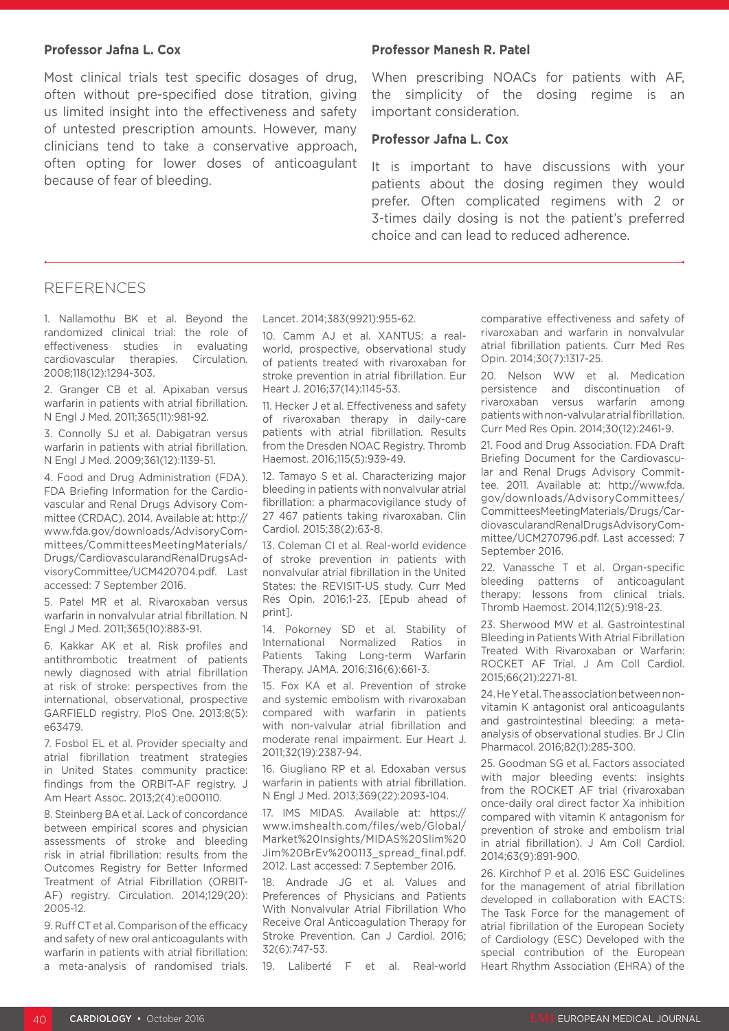**Professor Jafna L. Cox**

Most clinical trials test specific dosages of drug, often without pre-specified dose titration, giving us limited insight into the effectiveness and safety of untested prescription amounts. However, many clinicians tend to take a conservative approach, often opting for lower doses of anticoagulant because of fear of bleeding.

**Professor Manesh R. Patel**

When prescribing NOACs for patients with AF, the simplicity of the dosing regime is an important consideration.

**Professor Jafna L. Cox**

It is important to have discussions with your patients about the dosing regimen they would prefer. Often complicated regimens with 2 or 3-times daily dosing is not the patient's preferred choice and can lead to reduced adherence.

## REFERENCES

1. Nallamothu BK et al. Beyond the randomized clinical trial: the role of effectiveness studies in evaluating cardiovascular therapies. Circulation. 2008;118(12):1294-303.

2. Granger CB et al. Apixaban versus warfarin in patients with atrial fibrillation. N Engl J Med. 2011;365(11):981-92.

3. Connolly SJ et al. Dabigatran versus warfarin in patients with atrial fibrillation. N Engl J Med. 2009;361(12):1139-51.

4. Food and Drug Administration (FDA). FDA Briefing Information for the Cardiovascular and Renal Drugs Advisory Committee (CRDAC). 2014. Available at: http://www.fda.gov/downloads/AdvisoryCommittees/CommitteesMeetingMaterials/Drugs/CardiovascularandRenalDrugsAdvisoryCommittee/UCM420704.pdf. Last accessed: 7 September 2016.

5. Patel MR et al. Rivaroxaban versus warfarin in nonvalvular atrial fibrillation. N Engl J Med. 2011;365(10):883-91.

6. Kakkar AK et al. Risk profiles and antithrombotic treatment of patients newly diagnosed with atrial fibrillation at risk of stroke: perspectives from the international, observational, prospective GARFIELD registry. PloS One. 2013;8(5):e63479.

7. Fosbol EL et al. Provider specialty and atrial fibrillation treatment strategies in United States community practice: findings from the ORBIT-AF registry. J Am Heart Assoc. 2013;2(4):e000110.

8. Steinberg BA et al. Lack of concordance between empirical scores and physician assessments of stroke and bleeding risk in atrial fibrillation: results from the Outcomes Registry for Better Informed Treatment of Atrial Fibrillation (ORBIT-AF) registry. Circulation. 2014;129(20):2005-12.

9. Ruff CT et al. Comparison of the efficacy and safety of new oral anticoagulants with warfarin in patients with atrial fibrillation: a meta-analysis of randomised trials. Lancet. 2014;383(9921):955-62.

10. Camm AJ et al. XANTUS: a real-world, prospective, observational study of patients treated with rivaroxaban for stroke prevention in atrial fibrillation. Eur Heart J. 2016;37(14):1145-53.

11. Hecker J et al. Effectiveness and safety of rivaroxaban therapy in daily-care patients with atrial fibrillation. Results from the Dresden NOAC Registry. Thromb Haemost. 2016;115(5):939-49.

12. Tamayo S et al. Characterizing major bleeding in patients with nonvalvular atrial fibrillation: a pharmacovigilance study of 27 467 patients taking rivaroxaban. Clin Cardiol. 2015;38(2):63-8.

13. Coleman CI et al. Real-world evidence of stroke prevention in patients with nonvalvular atrial fibrillation in the United States: the REVISIT-US study. Curr Med Res Opin. 2016;1-23. [Epub ahead of print].

14. Pokorney SD et al. Stability of International Normalized Ratios in Patients Taking Long-term Warfarin Therapy. JAMA. 2016;316(6):661-3.

15. Fox KA et al. Prevention of stroke and systemic embolism with rivaroxaban compared with warfarin in patients with non-valvular atrial fibrillation and moderate renal impairment. Eur Heart J. 2011;32(19):2387-94.

16. Giugliano RP et al. Edoxaban versus warfarin in patients with atrial fibrillation. N Engl J Med. 2013;369(22):2093-104.

17. IMS MIDAS. Available at: https://www.imshealth.com/files/web/Global/Market%20Insights/MIDAS%20Slim%20Jim%20BrEv%200113_spread_final.pdf. 2012. Last accessed: 7 September 2016.

18. Andrade JG et al. Values and Preferences of Physicians and Patients With Nonvalvular Atrial Fibrillation Who Receive Oral Anticoagulation Therapy for Stroke Prevention. Can J Cardiol. 2016;32(6):747-53.

19. Laliberté F et al. Real-world comparative effectiveness and safety of rivaroxaban and warfarin in nonvalvular atrial fibrillation patients. Curr Med Res Opin. 2014;30(7):1317-25.

20. Nelson WW et al. Medication persistence and discontinuation of rivaroxaban versus warfarin among patients with non-valvular atrial fibrillation. Curr Med Res Opin. 2014;30(12):2461-9.

21. Food and Drug Association. FDA Draft Briefing Document for the Cardiovascular and Renal Drugs Advisory Committee. 2011. Available at: http://www.fda.gov/downloads/AdvisoryCommittees/CommitteesMeetingMaterials/Drugs/CardiovascularandRenalDrugsAdvisoryCommittee/UCM270796.pdf. Last accessed: 7 September 2016.

22. Vanassche T et al. Organ-specific bleeding patterns of anticoagulant therapy: lessons from clinical trials. Thromb Haemost. 2014;112(5):918-23.

23. Sherwood MW et al. Gastrointestinal Bleeding in Patients With Atrial Fibrillation Treated With Rivaroxaban or Warfarin: ROCKET AF Trial. J Am Coll Cardiol. 2015;66(21):2271-81.

24. He Y et al. The association between non-vitamin K antagonist oral anticoagulants and gastrointestinal bleeding: a meta-analysis of observational studies. Br J Clin Pharmacol. 2016;82(1):285-300.

25. Goodman SG et al. Factors associated with major bleeding events: insights from the ROCKET AF trial (rivaroxaban once-daily oral direct factor Xa inhibition compared with vitamin K antagonism for prevention of stroke and embolism trial in atrial fibrillation). J Am Coll Cardiol. 2014;63(9):891-900.

26. Kirchhof P et al. 2016 ESC Guidelines for the management of atrial fibrillation developed in collaboration with EACTS: The Task Force for the management of atrial fibrillation of the European Society of Cardiology (ESC) Developed with the special contribution of the European Heart Rhythm Association (EHRA) of the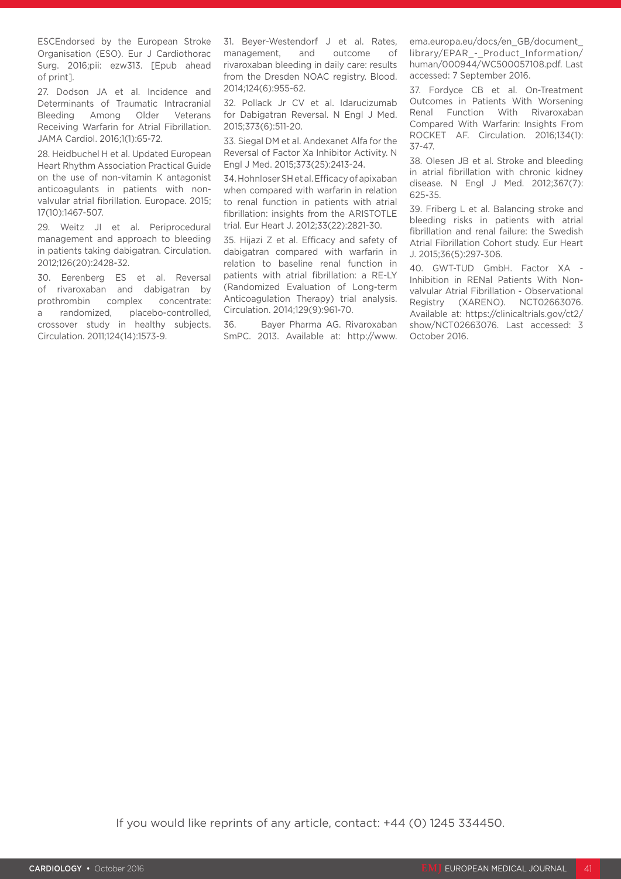ESCEndorsed by the European Stroke Organisation (ESO). Eur J Cardiothorac Surg. 2016;pii: ezw313. [Epub ahead of print].

27. Dodson JA et al. Incidence and Determinants of Traumatic Intracranial Bleeding Among Older Veterans Receiving Warfarin for Atrial Fibrillation. JAMA Cardiol. 2016;1(1):65-72.

28. Heidbuchel H et al. Updated European Heart Rhythm Association Practical Guide on the use of non-vitamin K antagonist anticoagulants in patients with non-valvular atrial fibrillation. Europace. 2015; 17(10):1467-507.

29. Weitz JI et al. Periprocedural management and approach to bleeding in patients taking dabigatran. Circulation. 2012;126(20):2428-32.

30. Eerenberg ES et al. Reversal of rivaroxaban and dabigatran by prothrombin complex concentrate: a randomized, placebo-controlled, crossover study in healthy subjects. Circulation. 2011;124(14):1573-9.

31. Beyer-Westendorf J et al. Rates, management, and outcome of rivaroxaban bleeding in daily care: results from the Dresden NOAC registry. Blood. 2014;124(6):955-62.

32. Pollack Jr CV et al. Idarucizumab for Dabigatran Reversal. N Engl J Med. 2015;373(6):511-20.

33. Siegal DM et al. Andexanet Alfa for the Reversal of Factor Xa Inhibitor Activity. N Engl J Med. 2015;373(25):2413-24.

34. Hohnloser SH et al. Efficacy of apixaban when compared with warfarin in relation to renal function in patients with atrial fibrillation: insights from the ARISTOTLE trial. Eur Heart J. 2012;33(22):2821-30.

35. Hijazi Z et al. Efficacy and safety of dabigatran compared with warfarin in relation to baseline renal function in patients with atrial fibrillation: a RE-LY (Randomized Evaluation of Long-term Anticoagulation Therapy) trial analysis. Circulation. 2014;129(9):961-70.

36. Bayer Pharma AG. Rivaroxaban SmPC. 2013. Available at: http://www.ema.europa.eu/docs/en_GB/document_library/EPAR_-_Product_Information/human/000944/WC500057108.pdf. Last accessed: 7 September 2016.

37. Fordyce CB et al. On-Treatment Outcomes in Patients With Worsening Renal Function With Rivaroxaban Compared With Warfarin: Insights From ROCKET AF. Circulation. 2016;134(1):37-47.

38. Olesen JB et al. Stroke and bleeding in atrial fibrillation with chronic kidney disease. N Engl J Med. 2012;367(7):625-35.

39. Friberg L et al. Balancing stroke and bleeding risks in patients with atrial fibrillation and renal failure: the Swedish Atrial Fibrillation Cohort study. Eur Heart J. 2015;36(5):297-306.

40. GWT-TUD GmbH. Factor XA - Inhibition in RENal Patients With Non-valvular Atrial Fibrillation - Observational Registry (XARENO). NCT02663076. Available at: https://clinicaltrials.gov/ct2/show/NCT02663076. Last accessed: 3 October 2016.

If you would like reprints of any article, contact: +44 (0) 1245 334450.